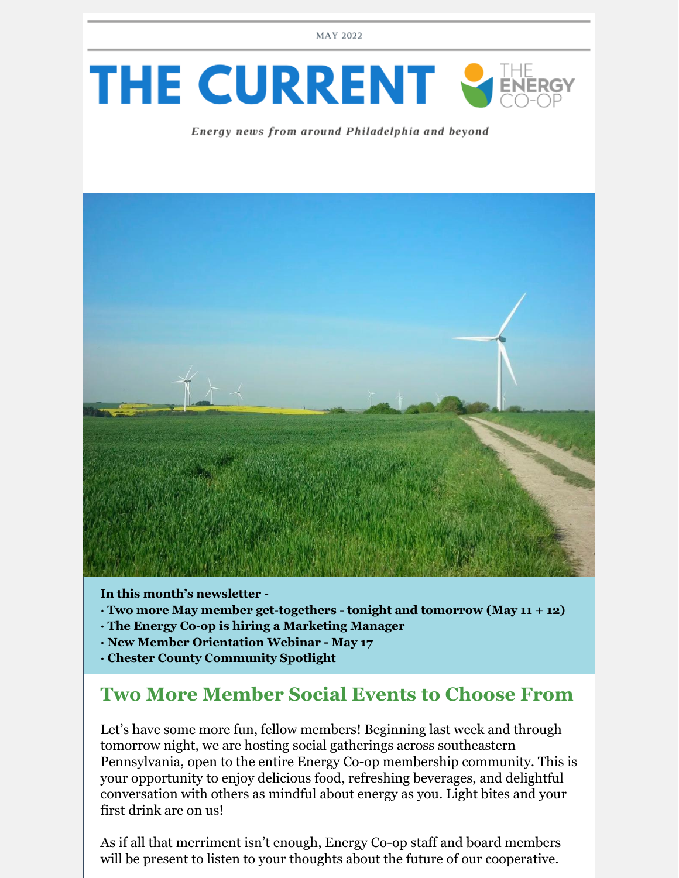MAY 2022

# THE CURRENT

THE ENERGY CO-OP

*Energy news from around Philadelphia and beyond*

**In this month's newsletter -**
**· Two more May member get-togethers - tonight and tomorrow (May 11 + 12)**
**· The Energy Co-op is hiring a Marketing Manager**
**· New Member Orientation Webinar - May 17**
**· Chester County Community Spotlight**

## Two More Member Social Events to Choose From

Let's have some more fun, fellow members! Beginning last week and through tomorrow night, we are hosting social gatherings across southeastern Pennsylvania, open to the entire Energy Co-op membership community. This is your opportunity to enjoy delicious food, refreshing beverages, and delightful conversation with others as mindful about energy as you. Light bites and your first drink are on us!

As if all that merriment isn't enough, Energy Co-op staff and board members will be present to listen to your thoughts about the future of our cooperative.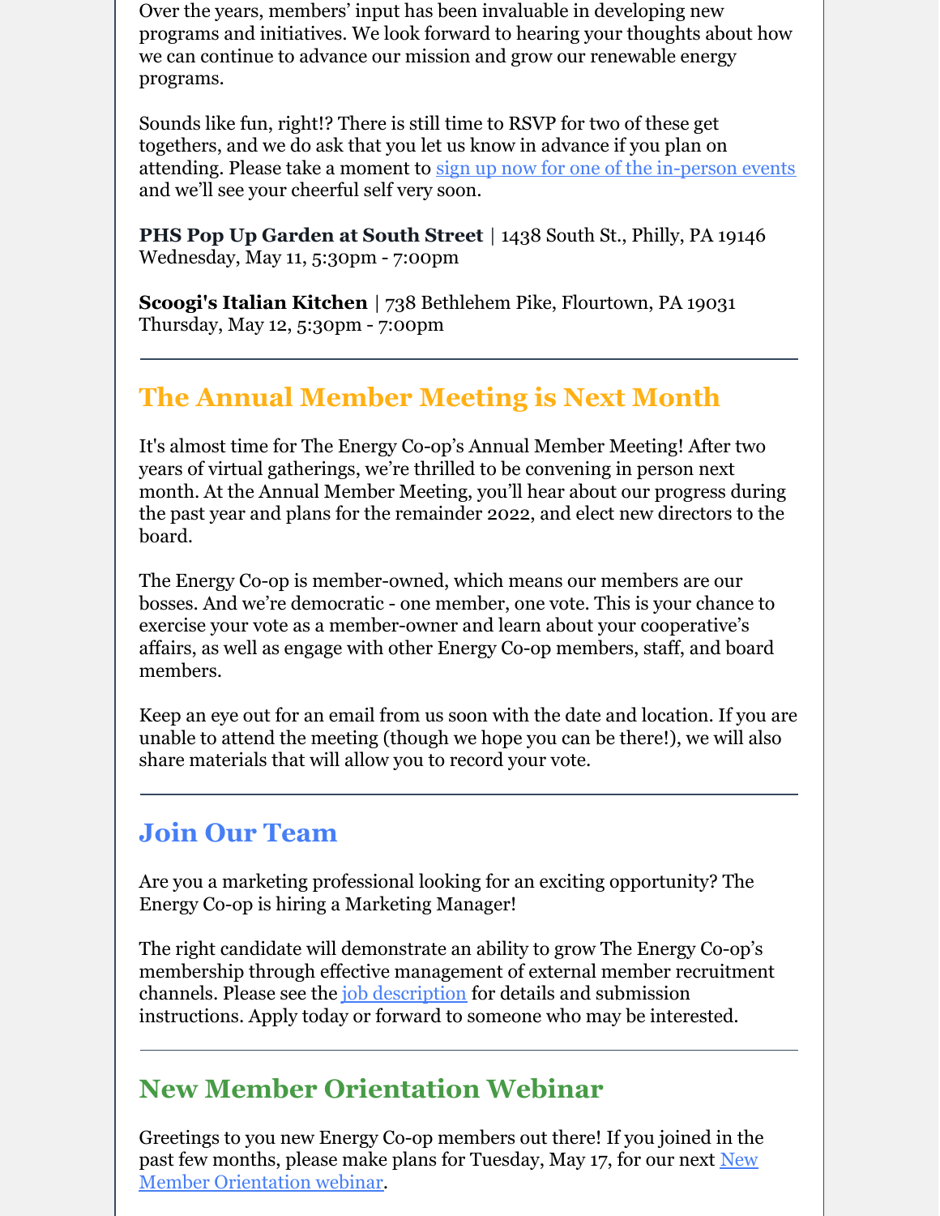Over the years, members' input has been invaluable in developing new programs and initiatives. We look forward to hearing your thoughts about how we can continue to advance our mission and grow our renewable energy programs.

Sounds like fun, right!? There is still time to RSVP for two of these get togethers, and we do ask that you let us know in advance if you plan on attending. Please take a moment to sign up now for one of the in-person events and we'll see your cheerful self very soon.

**PHS Pop Up Garden at South Street** | 1438 South St., Philly, PA 19146
Wednesday, May 11, 5:30pm - 7:00pm

**Scoogi's Italian Kitchen** | 738 Bethlehem Pike, Flourtown, PA 19031
Thursday, May 12, 5:30pm - 7:00pm

---

## The Annual Member Meeting is Next Month

It's almost time for The Energy Co-op's Annual Member Meeting! After two years of virtual gatherings, we're thrilled to be convening in person next month. At the Annual Member Meeting, you'll hear about our progress during the past year and plans for the remainder 2022, and elect new directors to the board.

The Energy Co-op is member-owned, which means our members are our bosses. And we're democratic - one member, one vote. This is your chance to exercise your vote as a member-owner and learn about your cooperative's affairs, as well as engage with other Energy Co-op members, staff, and board members.

Keep an eye out for an email from us soon with the date and location. If you are unable to attend the meeting (though we hope you can be there!), we will also share materials that will allow you to record your vote.

---

## Join Our Team

Are you a marketing professional looking for an exciting opportunity? The Energy Co-op is hiring a Marketing Manager!

The right candidate will demonstrate an ability to grow The Energy Co-op's membership through effective management of external member recruitment channels. Please see the job description for details and submission instructions. Apply today or forward to someone who may be interested.

---

## New Member Orientation Webinar

Greetings to you new Energy Co-op members out there! If you joined in the past few months, please make plans for Tuesday, May 17, for our next New Member Orientation webinar.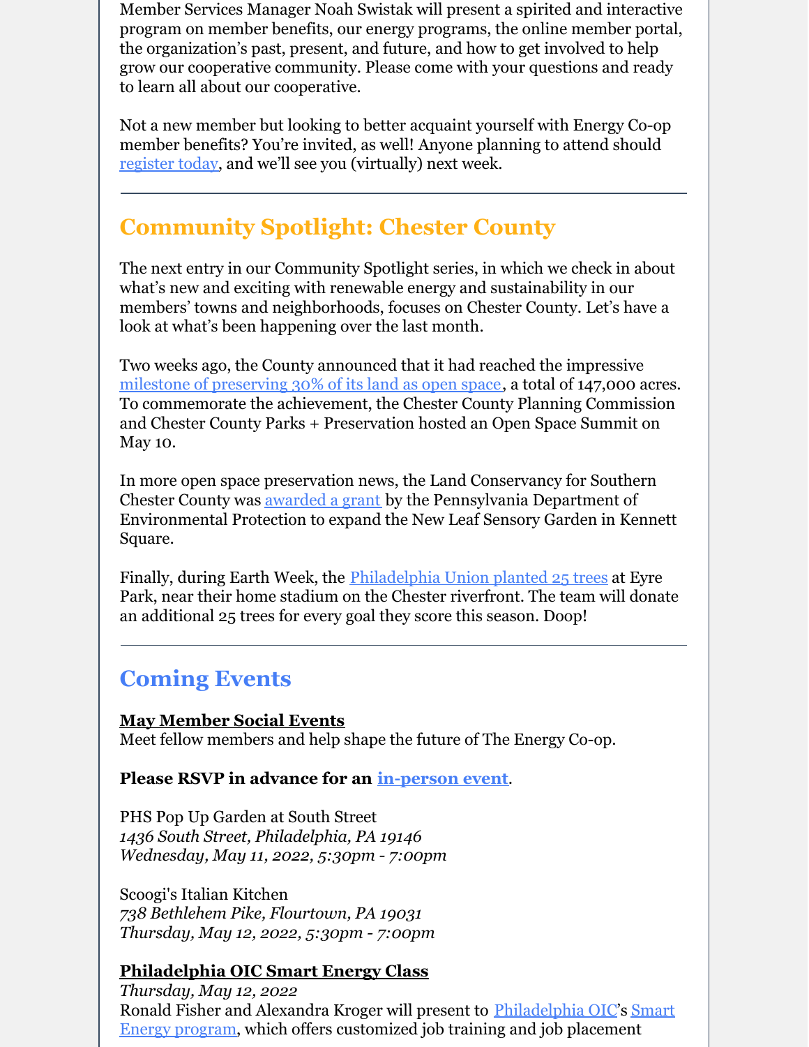Member Services Manager Noah Swistak will present a spirited and interactive program on member benefits, our energy programs, the online member portal, the organization's past, present, and future, and how to get involved to help grow our cooperative community. Please come with your questions and ready to learn all about our cooperative.

Not a new member but looking to better acquaint yourself with Energy Co-op member benefits? You're invited, as well! Anyone planning to attend should register today, and we'll see you (virtually) next week.

---

## Community Spotlight: Chester County

The next entry in our Community Spotlight series, in which we check in about what's new and exciting with renewable energy and sustainability in our members' towns and neighborhoods, focuses on Chester County. Let's have a look at what's been happening over the last month.

Two weeks ago, the County announced that it had reached the impressive milestone of preserving 30% of its land as open space, a total of 147,000 acres. To commemorate the achievement, the Chester County Planning Commission and Chester County Parks + Preservation hosted an Open Space Summit on May 10.

In more open space preservation news, the Land Conservancy for Southern Chester County was awarded a grant by the Pennsylvania Department of Environmental Protection to expand the New Leaf Sensory Garden in Kennett Square.

Finally, during Earth Week, the Philadelphia Union planted 25 trees at Eyre Park, near their home stadium on the Chester riverfront. The team will donate an additional 25 trees for every goal they score this season. Doop!

---

## Coming Events

**May Member Social Events**
Meet fellow members and help shape the future of The Energy Co-op.

**Please RSVP in advance for an in-person event.**

PHS Pop Up Garden at South Street
*1436 South Street, Philadelphia, PA 19146*
*Wednesday, May 11, 2022, 5:30pm - 7:00pm*

Scoogi's Italian Kitchen
*738 Bethlehem Pike, Flourtown, PA 19031*
*Thursday, May 12, 2022, 5:30pm - 7:00pm*

**Philadelphia OIC Smart Energy Class**
*Thursday, May 12, 2022*
Ronald Fisher and Alexandra Kroger will present to Philadelphia OIC's Smart Energy program, which offers customized job training and job placement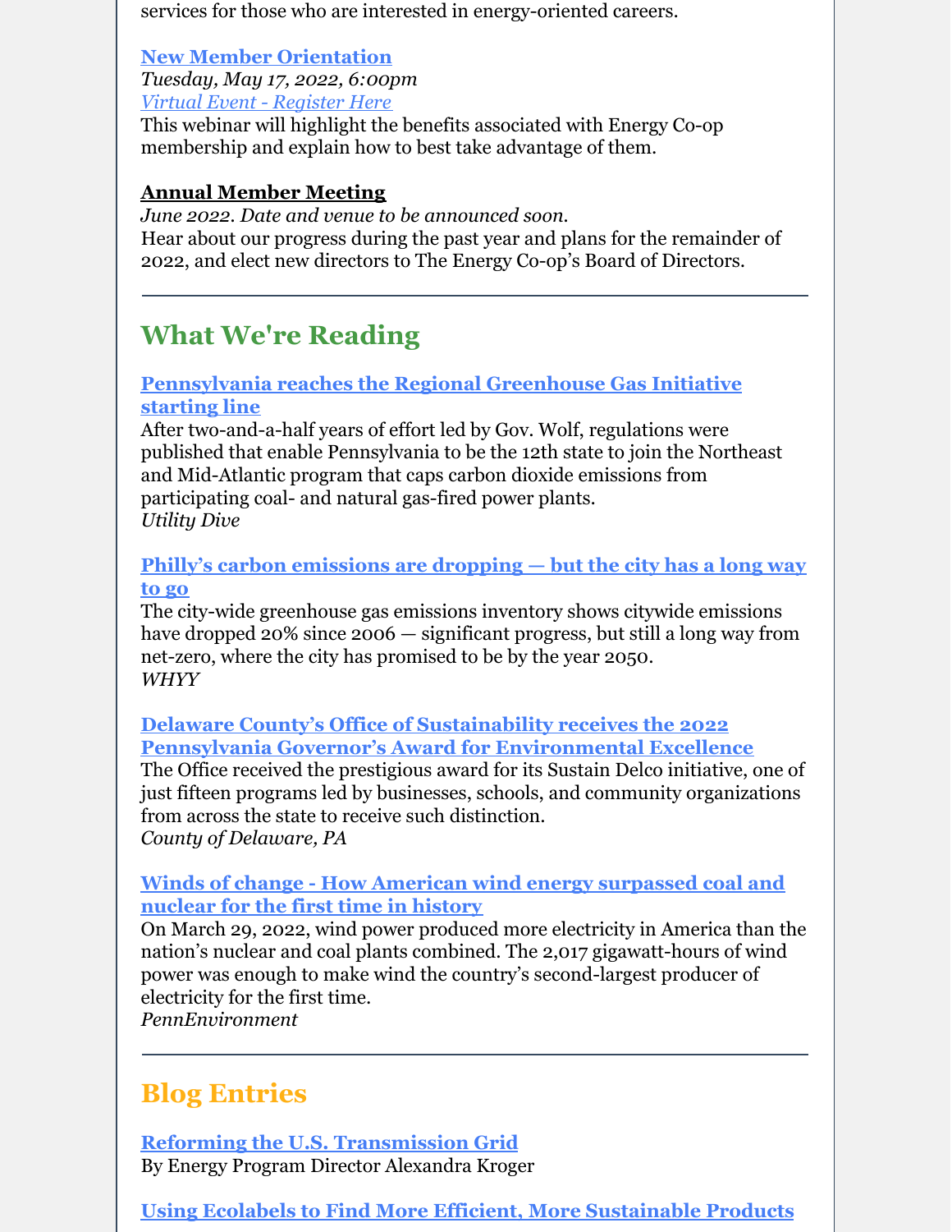services for those who are interested in energy-oriented careers.

**New Member Orientation**
*Tuesday, May 17, 2022, 6:00pm*
*Virtual Event - Register Here*
This webinar will highlight the benefits associated with Energy Co-op membership and explain how to best take advantage of them.

**Annual Member Meeting**
*June 2022. Date and venue to be announced soon.*
Hear about our progress during the past year and plans for the remainder of 2022, and elect new directors to The Energy Co-op's Board of Directors.

---

## What We're Reading

**Pennsylvania reaches the Regional Greenhouse Gas Initiative starting line**
After two-and-a-half years of effort led by Gov. Wolf, regulations were published that enable Pennsylvania to be the 12th state to join the Northeast and Mid-Atlantic program that caps carbon dioxide emissions from participating coal- and natural gas-fired power plants.
*Utility Dive*

**Philly's carbon emissions are dropping — but the city has a long way to go**
The city-wide greenhouse gas emissions inventory shows citywide emissions have dropped 20% since 2006 — significant progress, but still a long way from net-zero, where the city has promised to be by the year 2050.
*WHYY*

**Delaware County's Office of Sustainability receives the 2022 Pennsylvania Governor's Award for Environmental Excellence**
The Office received the prestigious award for its Sustain Delco initiative, one of just fifteen programs led by businesses, schools, and community organizations from across the state to receive such distinction.
*County of Delaware, PA*

**Winds of change - How American wind energy surpassed coal and nuclear for the first time in history**
On March 29, 2022, wind power produced more electricity in America than the nation's nuclear and coal plants combined. The 2,017 gigawatt-hours of wind power was enough to make wind the country's second-largest producer of electricity for the first time.
*PennEnvironment*

---

## Blog Entries

**Reforming the U.S. Transmission Grid**
By Energy Program Director Alexandra Kroger

**Using Ecolabels to Find More Efficient, More Sustainable Products**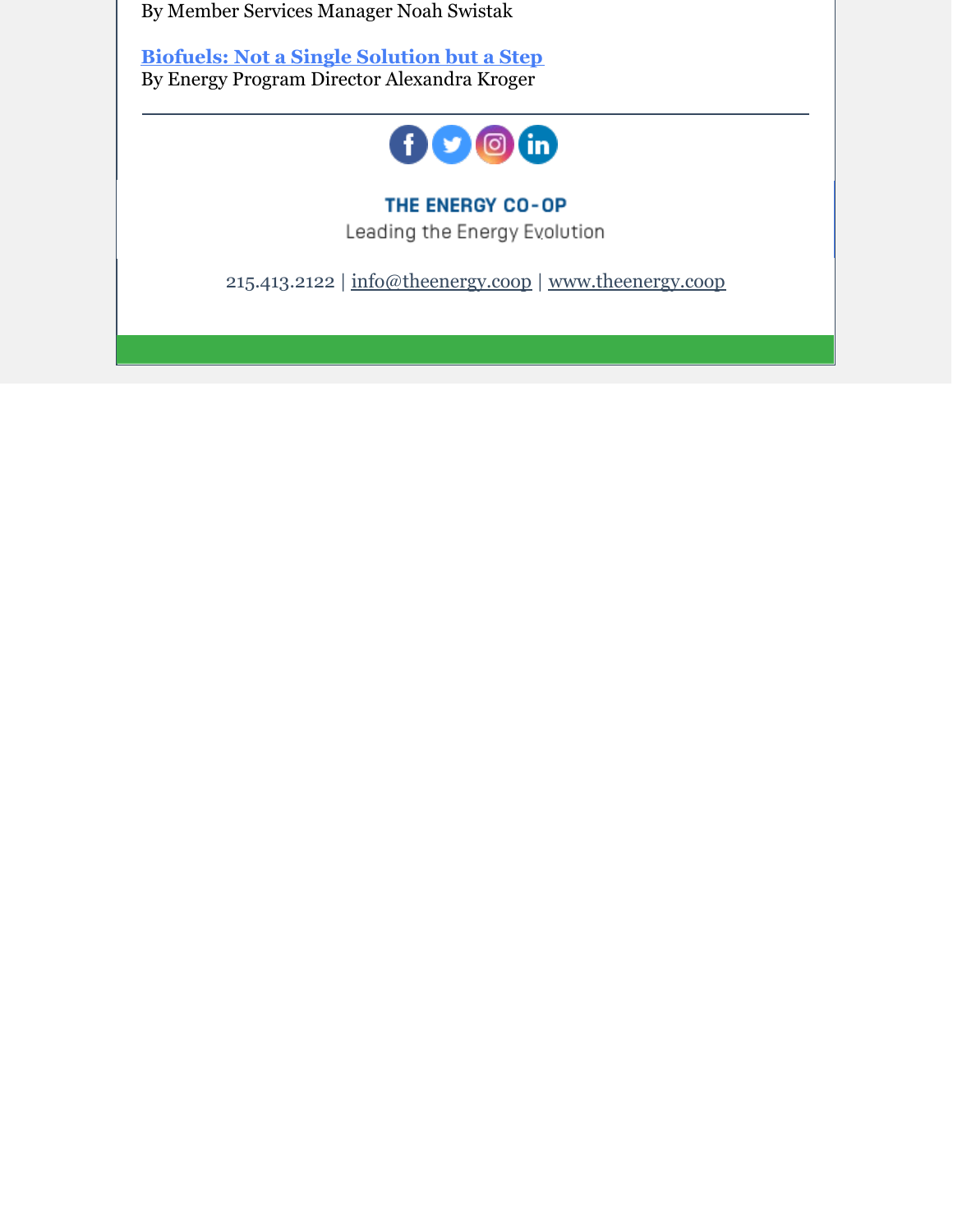By Member Services Manager Noah Swistak

**[Biofuels: Not a Single Solution but a Step](#)**
By Energy Program Director Alexandra Kroger

---

**THE ENERGY CO-OP**
Leading the Energy Evolution

215.413.2122 | info@theenergy.coop | www.theenergy.coop